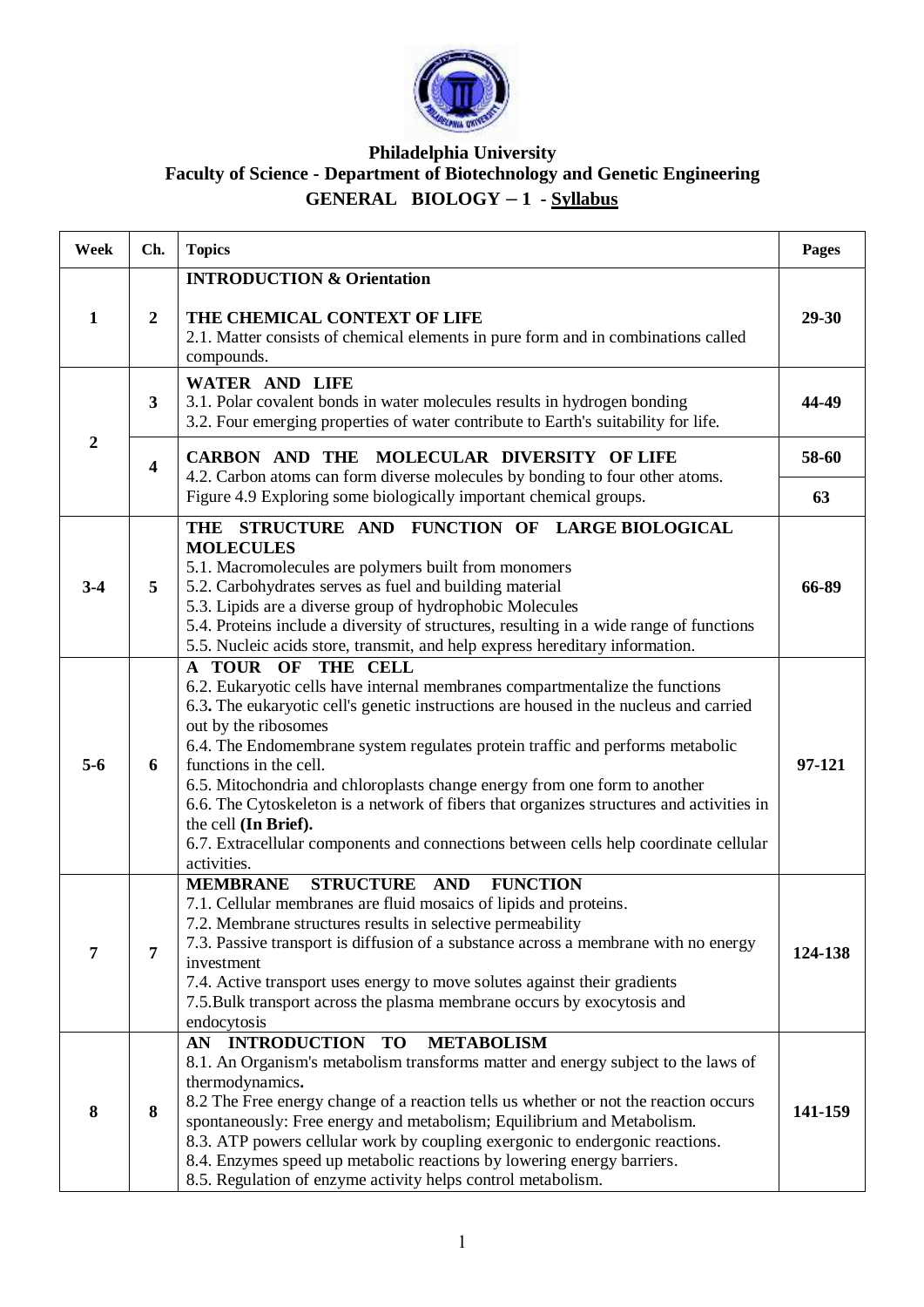**Philadelphia University**

**Faculty of Science - Department of Biotechnology and Genetic Engineering**

**GENERAL BIOLOGY – 1 - Syllabus**

| Week | Ch. | Topics | Pages |
|---|---|---|---|
| 1 | 2 | **INTRODUCTION & Orientation**<br><br>**THE CHEMICAL CONTEXT OF LIFE**<br>2.1. Matter consists of chemical elements in pure form and in combinations called compounds. | 29-30 |
| 2 | 3 | **WATER AND LIFE**<br>3.1. Polar covalent bonds in water molecules results in hydrogen bonding<br>3.2. Four emerging properties of water contribute to Earth's suitability for life. | 44-49 |
| | 4 | **CARBON AND THE MOLECULAR DIVERSITY OF LIFE**<br>4.2. Carbon atoms can form diverse molecules by bonding to four other atoms. | 58-60 |
| | | Figure 4.9 Exploring some biologically important chemical groups. | 63 |
| 3-4 | 5 | **THE STRUCTURE AND FUNCTION OF LARGE BIOLOGICAL MOLECULES**<br>5.1. Macromolecules are polymers built from monomers<br>5.2. Carbohydrates serves as fuel and building material<br>5.3. Lipids are a diverse group of hydrophobic Molecules<br>5.4. Proteins include a diversity of structures, resulting in a wide range of functions<br>5.5. Nucleic acids store, transmit, and help express hereditary information. | 66-89 |
| 5-6 | 6 | **A TOUR OF THE CELL**<br>6.2. Eukaryotic cells have internal membranes compartmentalize the functions<br>6.3. The eukaryotic cell's genetic instructions are housed in the nucleus and carried out by the ribosomes<br>6.4. The Endomembrane system regulates protein traffic and performs metabolic functions in the cell.<br>6.5. Mitochondria and chloroplasts change energy from one form to another<br>6.6. The Cytoskeleton is a network of fibers that organizes structures and activities in the cell **(In Brief).**<br>6.7. Extracellular components and connections between cells help coordinate cellular activities. | 97-121 |
| 7 | 7 | **MEMBRANE STRUCTURE AND FUNCTION**<br>7.1. Cellular membranes are fluid mosaics of lipids and proteins.<br>7.2. Membrane structures results in selective permeability<br>7.3. Passive transport is diffusion of a substance across a membrane with no energy investment<br>7.4. Active transport uses energy to move solutes against their gradients<br>7.5.Bulk transport across the plasma membrane occurs by exocytosis and endocytosis | 124-138 |
| 8 | 8 | **AN INTRODUCTION TO METABOLISM**<br>8.1. An Organism's metabolism transforms matter and energy subject to the laws of thermodynamics.<br>8.2 The Free energy change of a reaction tells us whether or not the reaction occurs spontaneously: Free energy and metabolism; Equilibrium and Metabolism.<br>8.3. ATP powers cellular work by coupling exergonic to endergonic reactions.<br>8.4. Enzymes speed up metabolic reactions by lowering energy barriers.<br>8.5. Regulation of enzyme activity helps control metabolism. | 141-159 |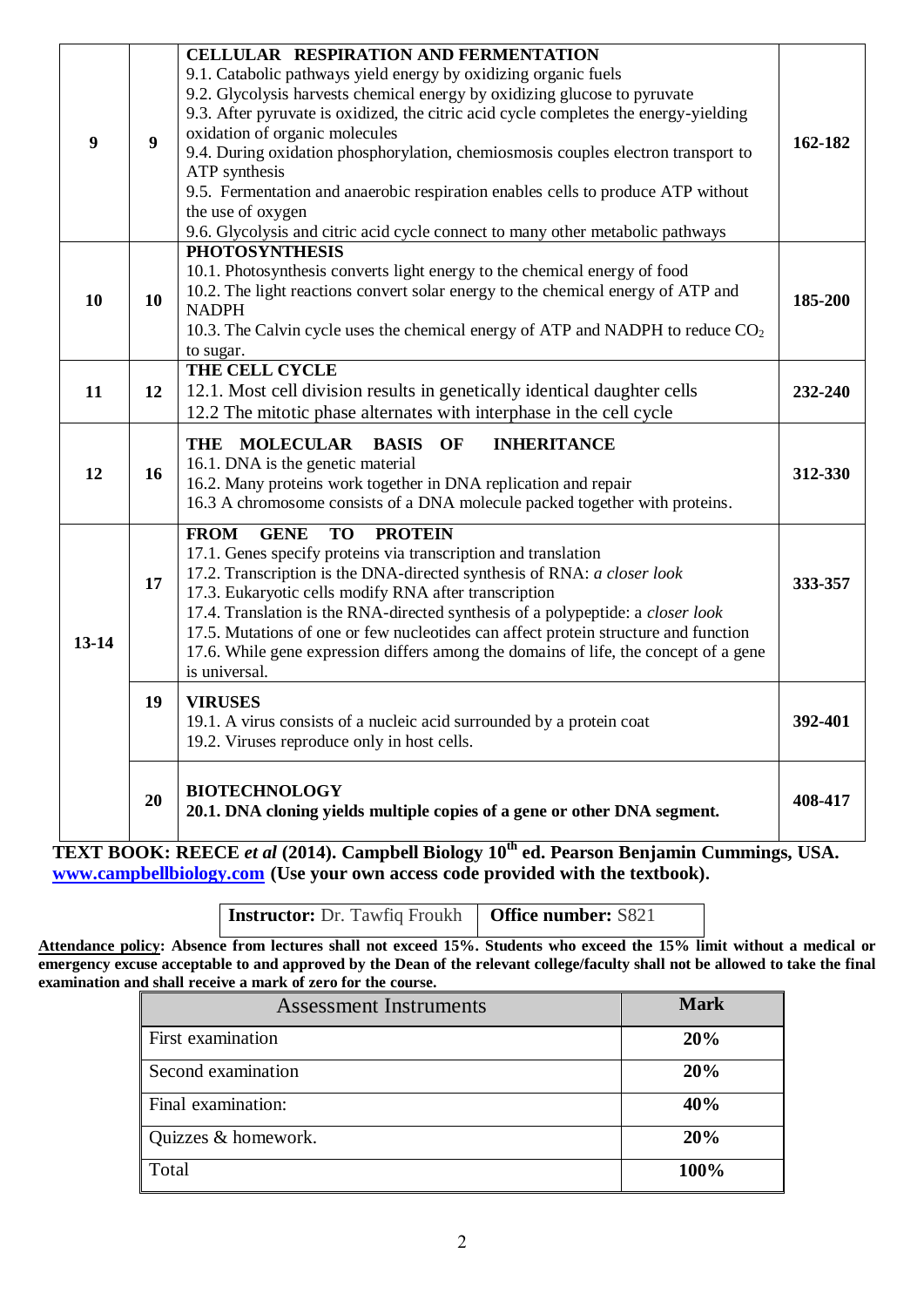| | | | |
|---|---|---|---|
| 9 | 9 | **CELLULAR RESPIRATION AND FERMENTATION**<br>9.1. Catabolic pathways yield energy by oxidizing organic fuels<br>9.2. Glycolysis harvests chemical energy by oxidizing glucose to pyruvate<br>9.3. After pyruvate is oxidized, the citric acid cycle completes the energy-yielding oxidation of organic molecules<br>9.4. During oxidation phosphorylation, chemiosmosis couples electron transport to ATP synthesis<br>9.5. Fermentation and anaerobic respiration enables cells to produce ATP without the use of oxygen<br>9.6. Glycolysis and citric acid cycle connect to many other metabolic pathways | **162-182** |
| 10 | 10 | **PHOTOSYNTHESIS**<br>10.1. Photosynthesis converts light energy to the chemical energy of food<br>10.2. The light reactions convert solar energy to the chemical energy of ATP and NADPH<br>10.3. The Calvin cycle uses the chemical energy of ATP and NADPH to reduce $CO_2$ to sugar. | **185-200** |
| 11 | 12 | **THE CELL CYCLE**<br>12.1. Most cell division results in genetically identical daughter cells<br>12.2 The mitotic phase alternates with interphase in the cell cycle | **232-240** |
| 12 | 16 | **THE MOLECULAR BASIS OF INHERITANCE**<br>16.1. DNA is the genetic material<br>16.2. Many proteins work together in DNA replication and repair<br>16.3 A chromosome consists of a DNA molecule packed together with proteins. | **312-330** |
| 13-14 | 17 | **FROM GENE TO PROTEIN**<br>17.1. Genes specify proteins via transcription and translation<br>17.2. Transcription is the DNA-directed synthesis of RNA: *a closer look*<br>17.3. Eukaryotic cells modify RNA after transcription<br>17.4. Translation is the RNA-directed synthesis of a polypeptide: a *closer look*<br>17.5. Mutations of one or few nucleotides can affect protein structure and function<br>17.6. While gene expression differs among the domains of life, the concept of a gene is universal. | **333-357** |
| | 19 | **VIRUSES**<br>19.1. A virus consists of a nucleic acid surrounded by a protein coat<br>19.2. Viruses reproduce only in host cells. | **392-401** |
| | 20 | **BIOTECHNOLOGY**<br>**20.1. DNA cloning yields multiple copies of a gene or other DNA segment.** | **408-417** |

**TEXT BOOK: REECE *et al* (2014). Campbell Biology 10th ed. Pearson Benjamin Cummings, USA. www.campbellbiology.com (Use your own access code provided with the textbook).**

| | |
|---|---|
| **Instructor:** Dr. Tawfiq Froukh | **Office number:** S821 |

**Attendance policy: Absence from lectures shall not exceed 15%. Students who exceed the 15% limit without a medical or emergency excuse acceptable to and approved by the Dean of the relevant college/faculty shall not be allowed to take the final examination and shall receive a mark of zero for the course.**

| Assessment Instruments | Mark |
|---|---|
| First examination | **20%** |
| Second examination | **20%** |
| Final examination: | **40%** |
| Quizzes & homework. | **20%** |
| Total | **100%** |